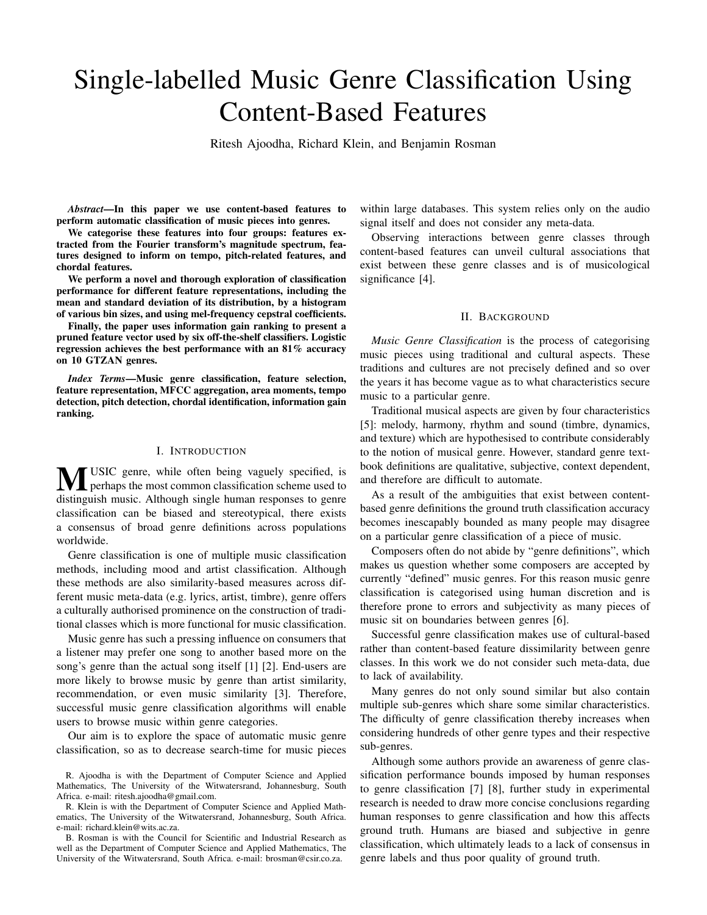# Single-labelled Music Genre Classification Using Content-Based Features

Ritesh Ajoodha, Richard Klein, and Benjamin Rosman

***Abstract*—In this paper we use content-based features to perform automatic classification of music pieces into genres.**

**We categorise these features into four groups: features extracted from the Fourier transform's magnitude spectrum, features designed to inform on tempo, pitch-related features, and chordal features.**

**We perform a novel and thorough exploration of classification performance for different feature representations, including the mean and standard deviation of its distribution, by a histogram of various bin sizes, and using mel-frequency cepstral coefficients.**

**Finally, the paper uses information gain ranking to present a pruned feature vector used by six off-the-shelf classifiers. Logistic regression achieves the best performance with an 81% accuracy on 10 GTZAN genres.**

***Index Terms*—Music genre classification, feature selection, feature representation, MFCC aggregation, area moments, tempo detection, pitch detection, chordal identification, information gain ranking.**

## I. Introduction

Music genre, while often being vaguely specified, is perhaps the most common classification scheme used to distinguish music. Although single human responses to genre classification can be biased and stereotypical, there exists a consensus of broad genre definitions across populations worldwide.

Genre classification is one of multiple music classification methods, including mood and artist classification. Although these methods are also similarity-based measures across different music meta-data (e.g. lyrics, artist, timbre), genre offers a culturally authorised prominence on the construction of traditional classes which is more functional for music classification.

Music genre has such a pressing influence on consumers that a listener may prefer one song to another based more on the song's genre than the actual song itself [1] [2]. End-users are more likely to browse music by genre than artist similarity, recommendation, or even music similarity [3]. Therefore, successful music genre classification algorithms will enable users to browse music within genre categories.

Our aim is to explore the space of automatic music genre classification, so as to decrease search-time for music pieces within large databases. This system relies only on the audio signal itself and does not consider any meta-data.

Observing interactions between genre classes through content-based features can unveil cultural associations that exist between these genre classes and is of musicological significance [4].

R. Ajoodha is with the Department of Computer Science and Applied Mathematics, The University of the Witwatersrand, Johannesburg, South Africa. e-mail: ritesh.ajoodha@gmail.com.

R. Klein is with the Department of Computer Science and Applied Mathematics, The University of the Witwatersrand, Johannesburg, South Africa. e-mail: richard.klein@wits.ac.za.

B. Rosman is with the Council for Scientific and Industrial Research as well as the Department of Computer Science and Applied Mathematics, The University of the Witwatersrand, South Africa. e-mail: brosman@csir.co.za.

## II. Background

*Music Genre Classification* is the process of categorising music pieces using traditional and cultural aspects. These traditions and cultures are not precisely defined and so over the years it has become vague as to what characteristics secure music to a particular genre.

Traditional musical aspects are given by four characteristics [5]: melody, harmony, rhythm and sound (timbre, dynamics, and texture) which are hypothesised to contribute considerably to the notion of musical genre. However, standard genre textbook definitions are qualitative, subjective, context dependent, and therefore are difficult to automate.

As a result of the ambiguities that exist between content-based genre definitions the ground truth classification accuracy becomes inescapably bounded as many people may disagree on a particular genre classification of a piece of music.

Composers often do not abide by "genre definitions", which makes us question whether some composers are accepted by currently "defined" music genres. For this reason music genre classification is categorised using human discretion and is therefore prone to errors and subjectivity as many pieces of music sit on boundaries between genres [6].

Successful genre classification makes use of cultural-based rather than content-based feature dissimilarity between genre classes. In this work we do not consider such meta-data, due to lack of availability.

Many genres do not only sound similar but also contain multiple sub-genres which share some similar characteristics. The difficulty of genre classification thereby increases when considering hundreds of other genre types and their respective sub-genres.

Although some authors provide an awareness of genre classification performance bounds imposed by human responses to genre classification [7] [8], further study in experimental research is needed to draw more concise conclusions regarding human responses to genre classification and how this affects ground truth. Humans are biased and subjective in genre classification, which ultimately leads to a lack of consensus in genre labels and thus poor quality of ground truth.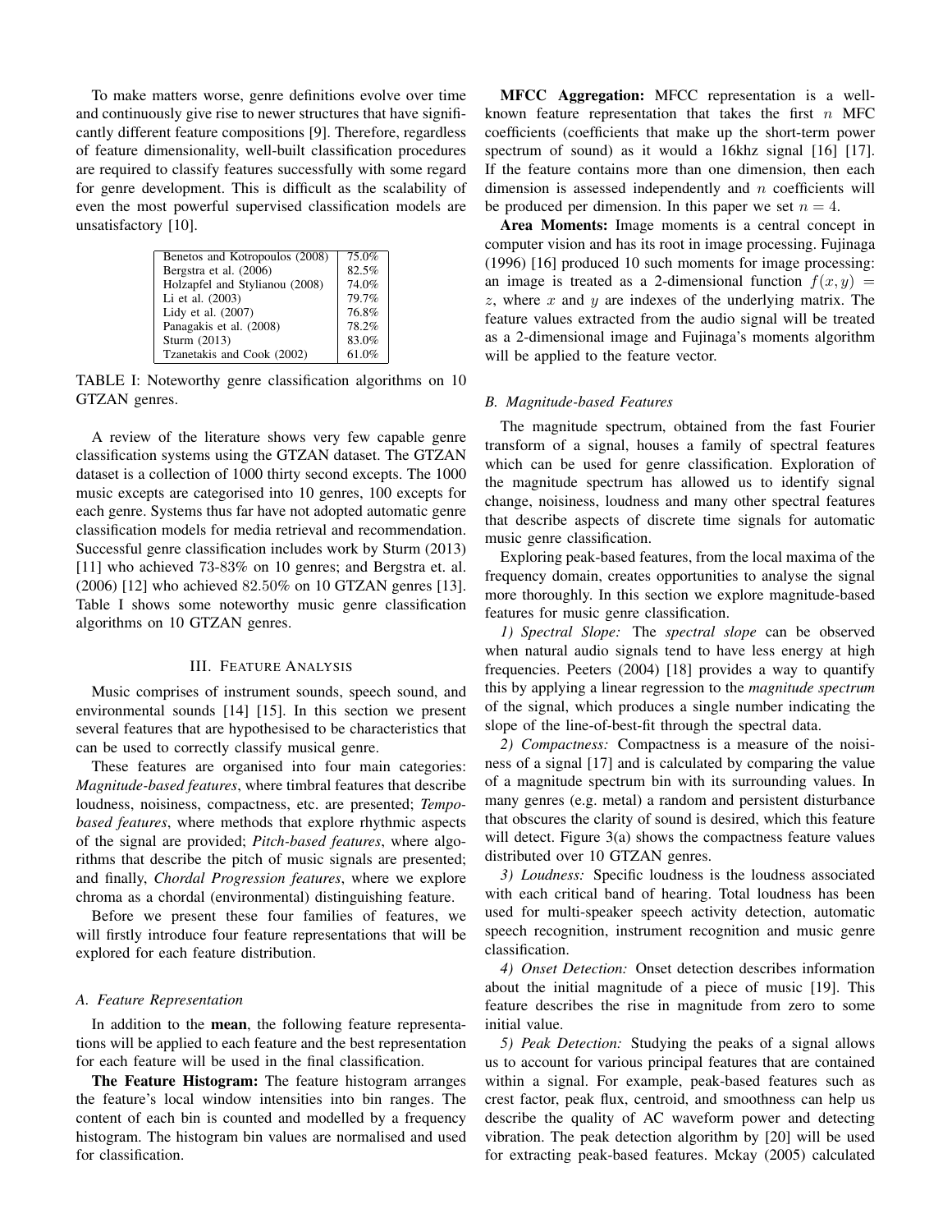To make matters worse, genre definitions evolve over time and continuously give rise to newer structures that have significantly different feature compositions [9]. Therefore, regardless of feature dimensionality, well-built classification procedures are required to classify features successfully with some regard for genre development. This is difficult as the scalability of even the most powerful supervised classification models are unsatisfactory [10].

| | |
|---|---|
| Benetos and Kotropoulos (2008) | 75.0% |
| Bergstra et al. (2006) | 82.5% |
| Holzapfel and Stylianou (2008) | 74.0% |
| Li et al. (2003) | 79.7% |
| Lidy et al. (2007) | 76.8% |
| Panagakis et al. (2008) | 78.2% |
| Sturm (2013) | 83.0% |
| Tzanetakis and Cook (2002) | 61.0% |

TABLE I: Noteworthy genre classification algorithms on 10 GTZAN genres.

A review of the literature shows very few capable genre classification systems using the GTZAN dataset. The GTZAN dataset is a collection of 1000 thirty second excepts. The 1000 music excepts are categorised into 10 genres, 100 excepts for each genre. Systems thus far have not adopted automatic genre classification models for media retrieval and recommendation. Successful genre classification includes work by Sturm (2013) [11] who achieved 73-83% on 10 genres; and Bergstra et. al. (2006) [12] who achieved $82.50\%$ on 10 GTZAN genres [13]. Table I shows some noteworthy music genre classification algorithms on 10 GTZAN genres.

## III. Feature Analysis

Music comprises of instrument sounds, speech sound, and environmental sounds [14] [15]. In this section we present several features that are hypothesised to be characteristics that can be used to correctly classify musical genre.

These features are organised into four main categories: *Magnitude-based features*, where timbral features that describe loudness, noisiness, compactness, etc. are presented; *Tempo-based features*, where methods that explore rhythmic aspects of the signal are provided; *Pitch-based features*, where algorithms that describe the pitch of music signals are presented; and finally, *Chordal Progression features*, where we explore chroma as a chordal (environmental) distinguishing feature.

Before we present these four families of features, we will firstly introduce four feature representations that will be explored for each feature distribution.

### A. Feature Representation

In addition to the **mean**, the following feature representations will be applied to each feature and the best representation for each feature will be used in the final classification.

**The Feature Histogram:** The feature histogram arranges the feature's local window intensities into bin ranges. The content of each bin is counted and modelled by a frequency histogram. The histogram bin values are normalised and used for classification.

**MFCC Aggregation:** MFCC representation is a well-known feature representation that takes the first $n$ MFC coefficients (coefficients that make up the short-term power spectrum of sound) as it would a 16khz signal [16] [17]. If the feature contains more than one dimension, then each dimension is assessed independently and $n$ coefficients will be produced per dimension. In this paper we set $n = 4$.

**Area Moments:** Image moments is a central concept in computer vision and has its root in image processing. Fujinaga (1996) [16] produced 10 such moments for image processing: an image is treated as a 2-dimensional function $f(x, y) = z$, where $x$ and $y$ are indexes of the underlying matrix. The feature values extracted from the audio signal will be treated as a 2-dimensional image and Fujinaga's moments algorithm will be applied to the feature vector.

### B. Magnitude-based Features

The magnitude spectrum, obtained from the fast Fourier transform of a signal, houses a family of spectral features which can be used for genre classification. Exploration of the magnitude spectrum has allowed us to identify signal change, noisiness, loudness and many other spectral features that describe aspects of discrete time signals for automatic music genre classification.

Exploring peak-based features, from the local maxima of the frequency domain, creates opportunities to analyse the signal more thoroughly. In this section we explore magnitude-based features for music genre classification.

*1) Spectral Slope:* The *spectral slope* can be observed when natural audio signals tend to have less energy at high frequencies. Peeters (2004) [18] provides a way to quantify this by applying a linear regression to the *magnitude spectrum* of the signal, which produces a single number indicating the slope of the line-of-best-fit through the spectral data.

*2) Compactness:* Compactness is a measure of the noisiness of a signal [17] and is calculated by comparing the value of a magnitude spectrum bin with its surrounding values. In many genres (e.g. metal) a random and persistent disturbance that obscures the clarity of sound is desired, which this feature will detect. Figure 3(a) shows the compactness feature values distributed over 10 GTZAN genres.

*3) Loudness:* Specific loudness is the loudness associated with each critical band of hearing. Total loudness has been used for multi-speaker speech activity detection, automatic speech recognition, instrument recognition and music genre classification.

*4) Onset Detection:* Onset detection describes information about the initial magnitude of a piece of music [19]. This feature describes the rise in magnitude from zero to some initial value.

*5) Peak Detection:* Studying the peaks of a signal allows us to account for various principal features that are contained within a signal. For example, peak-based features such as crest factor, peak flux, centroid, and smoothness can help us describe the quality of AC waveform power and detecting vibration. The peak detection algorithm by [20] will be used for extracting peak-based features. Mckay (2005) calculated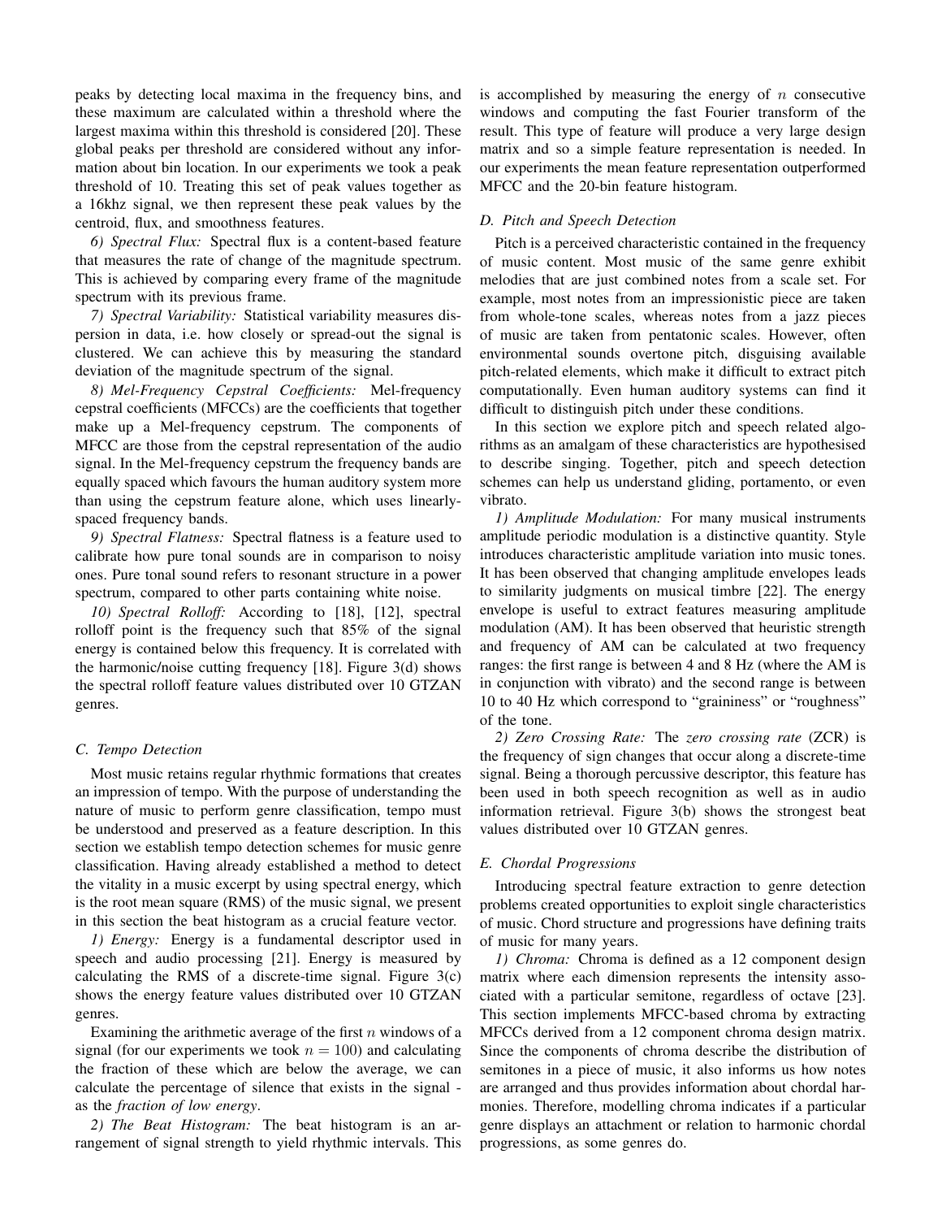peaks by detecting local maxima in the frequency bins, and these maximum are calculated within a threshold where the largest maxima within this threshold is considered [20]. These global peaks per threshold are considered without any information about bin location. In our experiments we took a peak threshold of 10. Treating this set of peak values together as a 16khz signal, we then represent these peak values by the centroid, flux, and smoothness features.

*6) Spectral Flux:* Spectral flux is a content-based feature that measures the rate of change of the magnitude spectrum. This is achieved by comparing every frame of the magnitude spectrum with its previous frame.

*7) Spectral Variability:* Statistical variability measures dispersion in data, i.e. how closely or spread-out the signal is clustered. We can achieve this by measuring the standard deviation of the magnitude spectrum of the signal.

*8) Mel-Frequency Cepstral Coefficients:* Mel-frequency cepstral coefficients (MFCCs) are the coefficients that together make up a Mel-frequency cepstrum. The components of MFCC are those from the cepstral representation of the audio signal. In the Mel-frequency cepstrum the frequency bands are equally spaced which favours the human auditory system more than using the cepstrum feature alone, which uses linearly-spaced frequency bands.

*9) Spectral Flatness:* Spectral flatness is a feature used to calibrate how pure tonal sounds are in comparison to noisy ones. Pure tonal sound refers to resonant structure in a power spectrum, compared to other parts containing white noise.

*10) Spectral Rolloff:* According to [18], [12], spectral rolloff point is the frequency such that 85% of the signal energy is contained below this frequency. It is correlated with the harmonic/noise cutting frequency [18]. Figure 3(d) shows the spectral rolloff feature values distributed over 10 GTZAN genres.

### C. Tempo Detection

Most music retains regular rhythmic formations that creates an impression of tempo. With the purpose of understanding the nature of music to perform genre classification, tempo must be understood and preserved as a feature description. In this section we establish tempo detection schemes for music genre classification. Having already established a method to detect the vitality in a music excerpt by using spectral energy, which is the root mean square (RMS) of the music signal, we present in this section the beat histogram as a crucial feature vector.

*1) Energy:* Energy is a fundamental descriptor used in speech and audio processing [21]. Energy is measured by calculating the RMS of a discrete-time signal. Figure 3(c) shows the energy feature values distributed over 10 GTZAN genres.

Examining the arithmetic average of the first $n$ windows of a signal (for our experiments we took $n = 100$) and calculating the fraction of these which are below the average, we can calculate the percentage of silence that exists in the signal - as the *fraction of low energy*.

*2) The Beat Histogram:* The beat histogram is an arrangement of signal strength to yield rhythmic intervals. This is accomplished by measuring the energy of $n$ consecutive windows and computing the fast Fourier transform of the result. This type of feature will produce a very large design matrix and so a simple feature representation is needed. In our experiments the mean feature representation outperformed MFCC and the 20-bin feature histogram.

### D. Pitch and Speech Detection

Pitch is a perceived characteristic contained in the frequency of music content. Most music of the same genre exhibit melodies that are just combined notes from a scale set. For example, most notes from an impressionistic piece are taken from whole-tone scales, whereas notes from a jazz pieces of music are taken from pentatonic scales. However, often environmental sounds overtone pitch, disguising available pitch-related elements, which make it difficult to extract pitch computationally. Even human auditory systems can find it difficult to distinguish pitch under these conditions.

In this section we explore pitch and speech related algorithms as an amalgam of these characteristics are hypothesised to describe singing. Together, pitch and speech detection schemes can help us understand gliding, portamento, or even vibrato.

*1) Amplitude Modulation:* For many musical instruments amplitude periodic modulation is a distinctive quantity. Style introduces characteristic amplitude variation into music tones. It has been observed that changing amplitude envelopes leads to similarity judgments on musical timbre [22]. The energy envelope is useful to extract features measuring amplitude modulation (AM). It has been observed that heuristic strength and frequency of AM can be calculated at two frequency ranges: the first range is between 4 and 8 Hz (where the AM is in conjunction with vibrato) and the second range is between 10 to 40 Hz which correspond to "graininess" or "roughness" of the tone.

*2) Zero Crossing Rate:* The *zero crossing rate* (ZCR) is the frequency of sign changes that occur along a discrete-time signal. Being a thorough percussive descriptor, this feature has been used in both speech recognition as well as in audio information retrieval. Figure 3(b) shows the strongest beat values distributed over 10 GTZAN genres.

### E. Chordal Progressions

Introducing spectral feature extraction to genre detection problems created opportunities to exploit single characteristics of music. Chord structure and progressions have defining traits of music for many years.

*1) Chroma:* Chroma is defined as a 12 component design matrix where each dimension represents the intensity associated with a particular semitone, regardless of octave [23]. This section implements MFCC-based chroma by extracting MFCCs derived from a 12 component chroma design matrix. Since the components of chroma describe the distribution of semitones in a piece of music, it also informs us how notes are arranged and thus provides information about chordal harmonies. Therefore, modelling chroma indicates if a particular genre displays an attachment or relation to harmonic chordal progressions, as some genres do.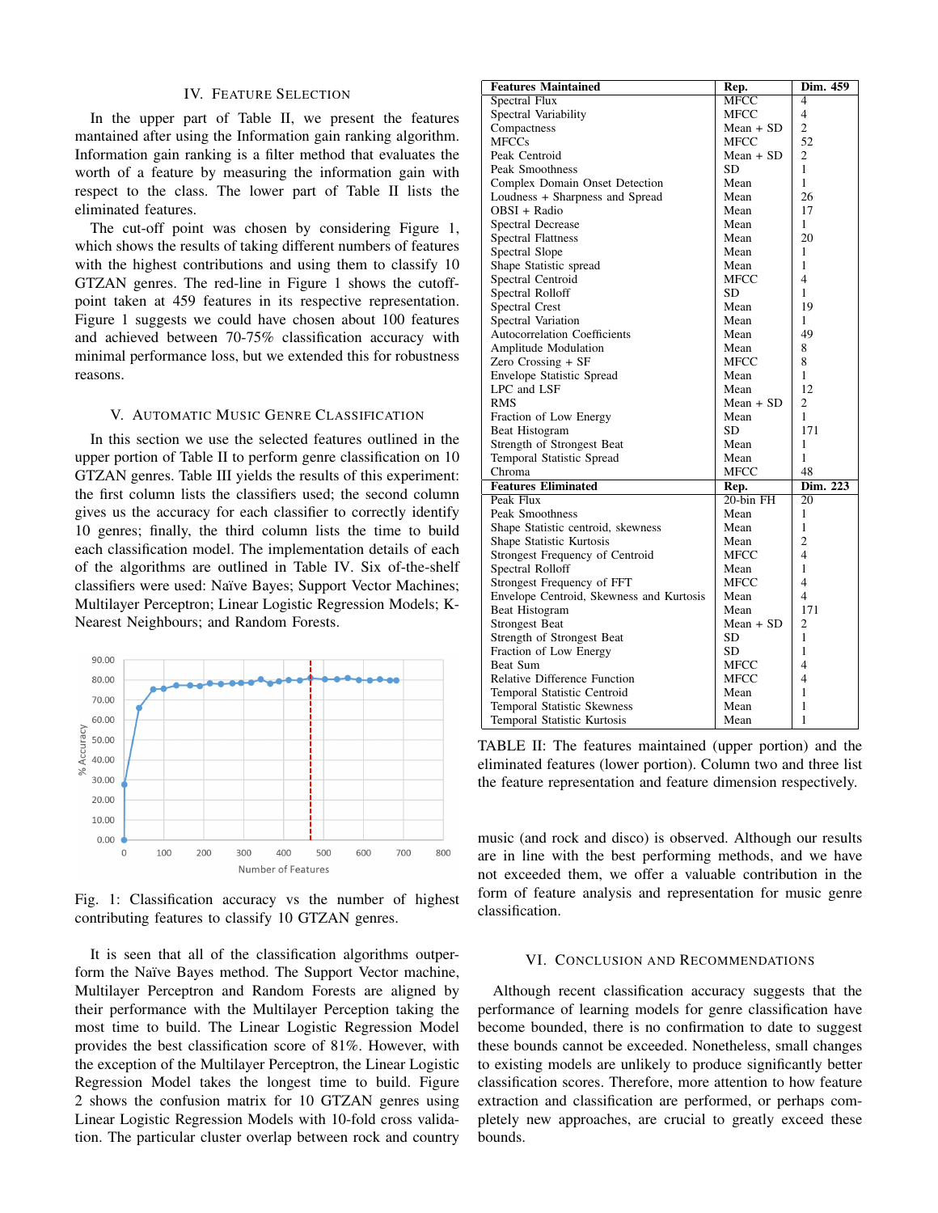## IV. Feature Selection

In the upper part of Table II, we present the features mantained after using the Information gain ranking algorithm. Information gain ranking is a filter method that evaluates the worth of a feature by measuring the information gain with respect to the class. The lower part of Table II lists the eliminated features.

The cut-off point was chosen by considering Figure 1, which shows the results of taking different numbers of features with the highest contributions and using them to classify 10 GTZAN genres. The red-line in Figure 1 shows the cutoff-point taken at 459 features in its respective representation. Figure 1 suggests we could have chosen about 100 features and achieved between 70-75% classification accuracy with minimal performance loss, but we extended this for robustness reasons.

## V. Automatic Music Genre Classification

In this section we use the selected features outlined in the upper portion of Table II to perform genre classification on 10 GTZAN genres. Table III yields the results of this experiment: the first column lists the classifiers used; the second column gives us the accuracy for each classifier to correctly identify 10 genres; finally, the third column lists the time to build each classification model. The implementation details of each of the algorithms are outlined in Table IV. Six of-the-shelf classifiers were used: Naïve Bayes; Support Vector Machines; Multilayer Perceptron; Linear Logistic Regression Models; K-Nearest Neighbours; and Random Forests.

Fig. 1: Classification accuracy vs the number of highest contributing features to classify 10 GTZAN genres.

It is seen that all of the classification algorithms outperform the Naïve Bayes method. The Support Vector machine, Multilayer Perceptron and Random Forests are aligned by their performance with the Multilayer Perception taking the most time to build. The Linear Logistic Regression Model provides the best classification score of 81%. However, with the exception of the Multilayer Perceptron, the Linear Logistic Regression Model takes the longest time to build. Figure 2 shows the confusion matrix for 10 GTZAN genres using Linear Logistic Regression Models with 10-fold cross validation. The particular cluster overlap between rock and country music (and rock and disco) is observed. Although our results are in line with the best performing methods, and we have not exceeded them, we offer a valuable contribution in the form of feature analysis and representation for music genre classification.

| **Features Maintained** | **Rep.** | **Dim. 459** |
|---|---|---|
| Spectral Flux | MFCC | 4 |
| Spectral Variability | MFCC | 4 |
| Compactness | Mean + SD | 2 |
| MFCCs | MFCC | 52 |
| Peak Centroid | Mean + SD | 2 |
| Peak Smoothness | SD | 1 |
| Complex Domain Onset Detection | Mean | 1 |
| Loudness + Sharpness and Spread | Mean | 26 |
| OBSI + Radio | Mean | 17 |
| Spectral Decrease | Mean | 1 |
| Spectral Flattness | Mean | 20 |
| Spectral Slope | Mean | 1 |
| Shape Statistic spread | Mean | 1 |
| Spectral Centroid | MFCC | 4 |
| Spectral Rolloff | SD | 1 |
| Spectral Crest | Mean | 19 |
| Spectral Variation | Mean | 1 |
| Autocorrelation Coefficients | Mean | 49 |
| Amplitude Modulation | Mean | 8 |
| Zero Crossing + SF | MFCC | 8 |
| Envelope Statistic Spread | Mean | 1 |
| LPC and LSF | Mean | 12 |
| RMS | Mean + SD | 2 |
| Fraction of Low Energy | Mean | 1 |
| Beat Histogram | SD | 171 |
| Strength of Strongest Beat | Mean | 1 |
| Temporal Statistic Spread | Mean | 1 |
| Chroma | MFCC | 48 |
| **Features Eliminated** | **Rep.** | **Dim. 223** |
| Peak Flux | 20-bin FH | 20 |
| Peak Smoothness | Mean | 1 |
| Shape Statistic centroid, skewness | Mean | 1 |
| Shape Statistic Kurtosis | Mean | 2 |
| Strongest Frequency of Centroid | MFCC | 4 |
| Spectral Rolloff | Mean | 1 |
| Strongest Frequency of FFT | MFCC | 4 |
| Envelope Centroid, Skewness and Kurtosis | Mean | 4 |
| Beat Histogram | Mean | 171 |
| Strongest Beat | Mean + SD | 2 |
| Strength of Strongest Beat | SD | 1 |
| Fraction of Low Energy | SD | 1 |
| Beat Sum | MFCC | 4 |
| Relative Difference Function | MFCC | 4 |
| Temporal Statistic Centroid | Mean | 1 |
| Temporal Statistic Skewness | Mean | 1 |
| Temporal Statistic Kurtosis | Mean | 1 |

TABLE II: The features maintained (upper portion) and the eliminated features (lower portion). Column two and three list the feature representation and feature dimension respectively.

## VI. Conclusion and Recommendations

Although recent classification accuracy suggests that the performance of learning models for genre classification have become bounded, there is no confirmation to date to suggest these bounds cannot be exceeded. Nonetheless, small changes to existing models are unlikely to produce significantly better classification scores. Therefore, more attention to how feature extraction and classification are performed, or perhaps completely new approaches, are crucial to greatly exceed these bounds.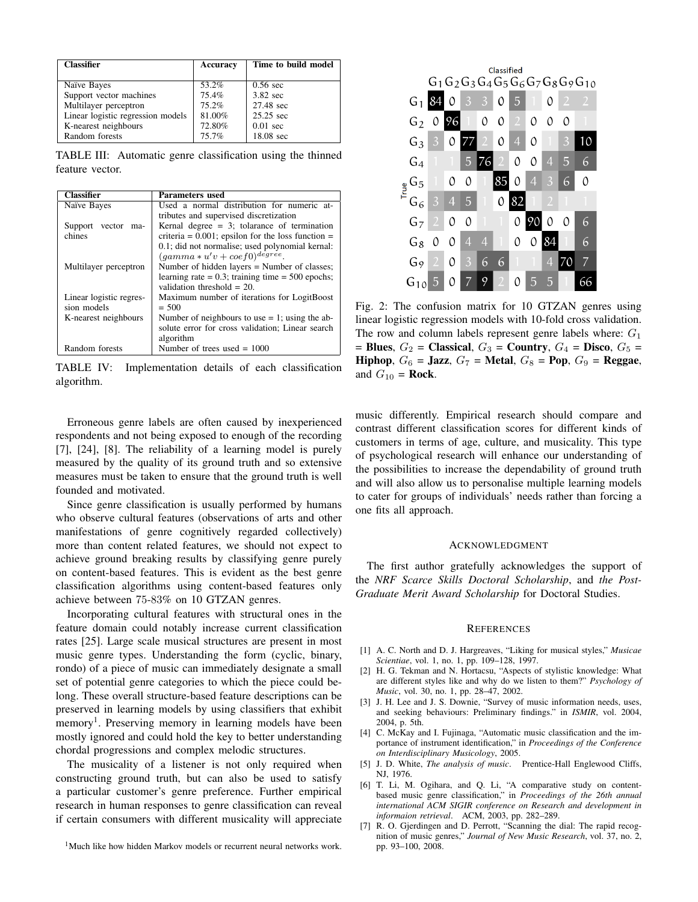| Classifier | Accuracy | Time to build model |
|---|---|---|
| Naïve Bayes | 53.2% | 0.56 sec |
| Support vector machines | 75.4% | 3.82 sec |
| Multilayer perceptron | 75.2% | 27.48 sec |
| Linear logistic regression models | 81.00% | 25.25 sec |
| K-nearest neighbours | 72.80% | 0.01 sec |
| Random forests | 75.7% | 18.08 sec |

TABLE III: Automatic genre classification using the thinned feature vector.

| Classifier | Parameters used |
|---|---|
| Naïve Bayes | Used a normal distribution for numeric attributes and supervised discretization |
| Support vector machines | Kernal degree = 3; tolarance of termination criteria = 0.001; epsilon for the loss function = 0.1; did not normalise; used polynomial kernal: $(gamma * u'v + coef0)^{degree}$. |
| Multilayer perceptron | Number of hidden layers = Number of classes; learning rate = 0.3; training time = 500 epochs; validation threshold = 20. |
| Linear logistic regression models | Maximum number of iterations for LogitBoost = 500 |
| K-nearest neighbours | Number of neighbours to use = 1; using the absolute error for cross validation; Linear search algorithm |
| Random forests | Number of trees used = 1000 |

TABLE IV: Implementation details of each classification algorithm.

| True \ Classified | $G_1$ | $G_2$ | $G_3$ | $G_4$ | $G_5$ | $G_6$ | $G_7$ | $G_8$ | $G_9$ | $G_{10}$ |
|---|---|---|---|---|---|---|---|---|---|---|
| $G_1$ | 84 | 0 | 3 | 3 | 0 | 5 | 1 | 0 | 2 | 2 |
| $G_2$ | 0 | 96 | 1 | 0 | 0 | 2 | 0 | 0 | 0 | 1 |
| $G_3$ | 3 | 0 | 77 | 2 | 0 | 4 | 0 | 1 | 3 | 10 |
| $G_4$ | 1 | 1 | 5 | 76 | 2 | 0 | 0 | 4 | 5 | 6 |
| $G_5$ | 1 | 0 | 0 | 1 | 85 | 0 | 4 | 3 | 6 | 0 |
| $G_6$ | 3 | 4 | 5 | 1 | 0 | 82 | 1 | 2 | 1 | 1 |
| $G_7$ | 2 | 0 | 0 | 1 | 1 | 0 | 90 | 0 | 0 | 6 |
| $G_8$ | 0 | 0 | 4 | 4 | 1 | 0 | 0 | 84 | 1 | 6 |
| $G_9$ | 2 | 0 | 3 | 6 | 6 | 1 | 1 | 4 | 70 | 7 |
| $G_{10}$ | 5 | 0 | 7 | 9 | 2 | 0 | 5 | 5 | 1 | 66 |

Fig. 2: The confusion matrix for 10 GTZAN genres using linear logistic regression models with 10-fold cross validation. The row and column labels represent genre labels where: $G_1$ = **Blues**, $G_2$ = **Classical**, $G_3$ = **Country**, $G_4$ = **Disco**, $G_5$ = **Hiphop**, $G_6$ = **Jazz**, $G_7$ = **Metal**, $G_8$ = **Pop**, $G_9$ = **Reggae**, and $G_{10}$ = **Rock**.

Erroneous genre labels are often caused by inexperienced respondents and not being exposed to enough of the recording [7], [24], [8]. The reliability of a learning model is purely measured by the quality of its ground truth and so extensive measures must be taken to ensure that the ground truth is well founded and motivated.

Since genre classification is usually performed by humans who observe cultural features (observations of arts and other manifestations of genre cognitively regarded collectively) more than content related features, we should not expect to achieve ground breaking results by classifying genre purely on content-based features. This is evident as the best genre classification algorithms using content-based features only achieve between 75-83% on 10 GTZAN genres.

Incorporating cultural features with structural ones in the feature domain could notably increase current classification rates [25]. Large scale musical structures are present in most music genre types. Understanding the form (cyclic, binary, rondo) of a piece of music can immediately designate a small set of potential genre categories to which the piece could belong. These overall structure-based feature descriptions can be preserved in learning models by using classifiers that exhibit memory[1]. Preserving memory in learning models have been mostly ignored and could hold the key to better understanding chordal progressions and complex melodic structures.

The musicality of a listener is not only required when constructing ground truth, but can also be used to satisfy a particular customer's genre preference. Further empirical research in human responses to genre classification can reveal if certain consumers with different musicality will appreciate music differently. Empirical research should compare and contrast different classification scores for different kinds of customers in terms of age, culture, and musicality. This type of psychological research will enhance our understanding of the possibilities to increase the dependability of ground truth and will also allow us to personalise multiple learning models to cater for groups of individuals' needs rather than forcing a one fits all approach.

[1] Much like how hidden Markov models or recurrent neural networks work.

## Acknowledgment

The first author gratefully acknowledges the support of the *NRF Scarce Skills Doctoral Scholarship*, and *the Post-Graduate Merit Award Scholarship* for Doctoral Studies.

## References

[1] A. C. North and D. J. Hargreaves, "Liking for musical styles," *Musicae Scientiae*, vol. 1, no. 1, pp. 109–128, 1997.

[2] H. G. Tekman and N. Hortacsu, "Aspects of stylistic knowledge: What are different styles like and why do we listen to them?" *Psychology of Music*, vol. 30, no. 1, pp. 28–47, 2002.

[3] J. H. Lee and J. S. Downie, "Survey of music information needs, uses, and seeking behaviours: Preliminary findings." in *ISMIR*, vol. 2004, 2004, p. 5th.

[4] C. McKay and I. Fujinaga, "Automatic music classification and the importance of instrument identification," in *Proceedings of the Conference on Interdisciplinary Musicology*, 2005.

[5] J. D. White, *The analysis of music*. Prentice-Hall Englewood Cliffs, NJ, 1976.

[6] T. Li, M. Ogihara, and Q. Li, "A comparative study on content-based music genre classification," in *Proceedings of the 26th annual international ACM SIGIR conference on Research and development in informaion retrieval*. ACM, 2003, pp. 282–289.

[7] R. O. Gjerdingen and D. Perrott, "Scanning the dial: The rapid recognition of music genres," *Journal of New Music Research*, vol. 37, no. 2, pp. 93–100, 2008.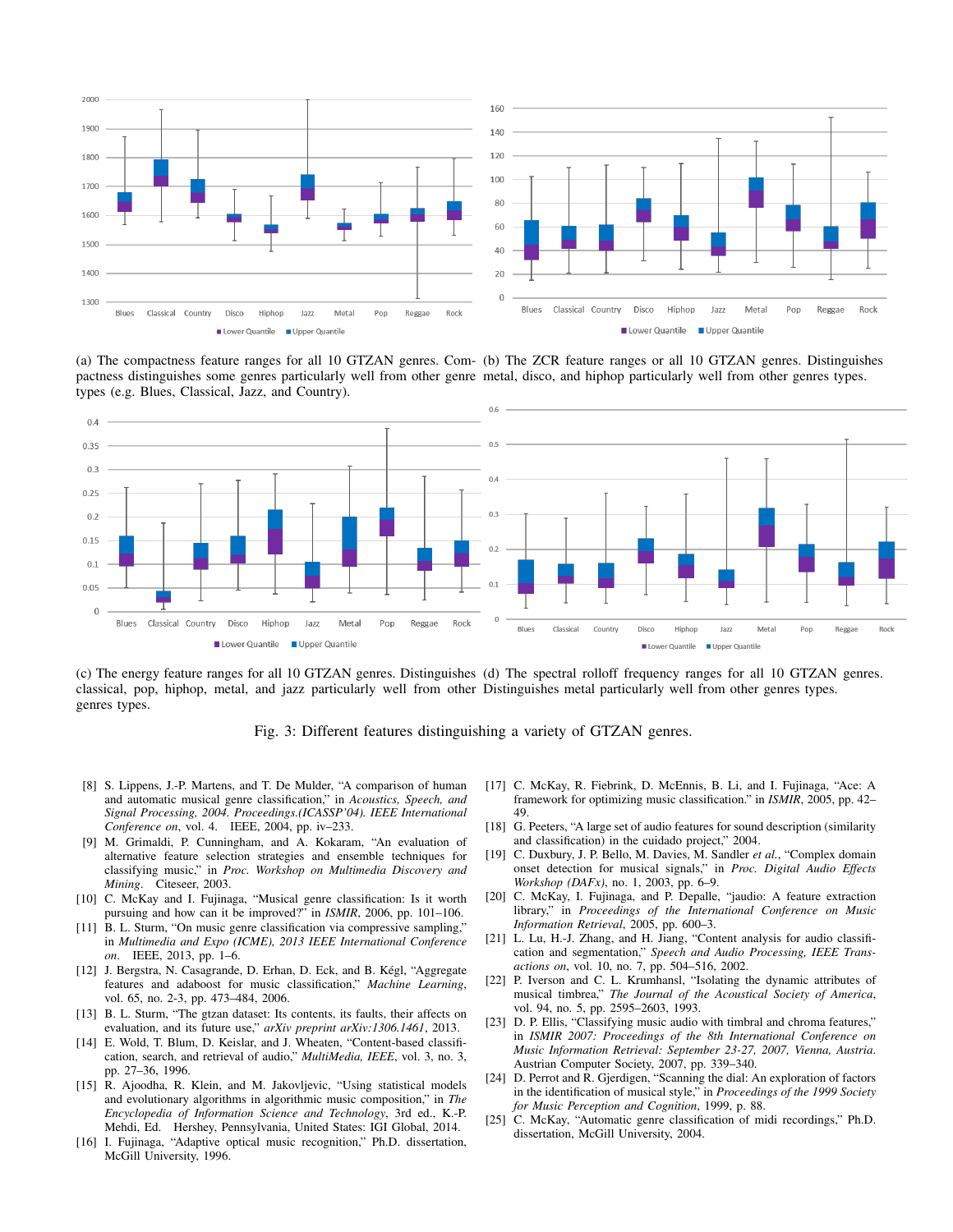2000
1900
1800
1700
1600
1500
1400
1300
Blues Classical Country Disco Hiphop Jazz Metal Pop Reggae Rock
Lower Quantile Upper Quantile

(a) The compactness feature ranges for all 10 GTZAN genres. Compactness distinguishes some genres particularly well from other genre types (e.g. Blues, Classical, Jazz, and Country).

160
140
120
100
80
60
40
20
0
Blues Classical Country Disco Hiphop Jazz Metal Pop Reggae Rock
Lower Quantile Upper Quantile

(b) The ZCR feature ranges or all 10 GTZAN genres. Distinguishes metal, disco, and hiphop particularly well from other genres types.

0.4
0.35
0.3
0.25
0.2
0.15
0.1
0.05
0
Blues Classical Country Disco Hiphop Jazz Metal Pop Reggae Rock
Lower Quantile Upper Quantile

(c) The energy feature ranges for all 10 GTZAN genres. Distinguishes classical, pop, hiphop, metal, and jazz particularly well from other genres types.

0.6
0.5
0.4
0.3
0.2
0.1
0
Blues Classical Country Disco Hiphop Jazz Metal Pop Reggae Rock
Lower Quantile Upper Quantile

(d) The spectral rolloff frequency ranges for all 10 GTZAN genres. Distinguishes metal particularly well from other genres types.

Fig. 3: Different features distinguishing a variety of GTZAN genres.

[8] S. Lippens, J.-P. Martens, and T. De Mulder, "A comparison of human and automatic musical genre classification," in *Acoustics, Speech, and Signal Processing, 2004. Proceedings.(ICASSP'04). IEEE International Conference on*, vol. 4. IEEE, 2004, pp. iv–233.

[9] M. Grimaldi, P. Cunningham, and A. Kokaram, "An evaluation of alternative feature selection strategies and ensemble techniques for classifying music," in *Proc. Workshop on Multimedia Discovery and Mining*. Citeseer, 2003.

[10] C. McKay and I. Fujinaga, "Musical genre classification: Is it worth pursuing and how can it be improved?" in *ISMIR*, 2006, pp. 101–106.

[11] B. L. Sturm, "On music genre classification via compressive sampling," in *Multimedia and Expo (ICME), 2013 IEEE International Conference on*. IEEE, 2013, pp. 1–6.

[12] J. Bergstra, N. Casagrande, D. Erhan, D. Eck, and B. Kégl, "Aggregate features and adaboost for music classification," *Machine Learning*, vol. 65, no. 2-3, pp. 473–484, 2006.

[13] B. L. Sturm, "The gtzan dataset: Its contents, its faults, their affects on evaluation, and its future use," *arXiv preprint arXiv:1306.1461*, 2013.

[14] E. Wold, T. Blum, D. Keislar, and J. Wheaten, "Content-based classification, search, and retrieval of audio," *MultiMedia, IEEE*, vol. 3, no. 3, pp. 27–36, 1996.

[15] R. Ajoodha, R. Klein, and M. Jakovljevic, "Using statistical models and evolutionary algorithms in algorithmic music composition," in *The Encyclopedia of Information Science and Technology*, 3rd ed., K.-P. Mehdi, Ed. Hershey, Pennsylvania, United States: IGI Global, 2014.

[16] I. Fujinaga, "Adaptive optical music recognition," Ph.D. dissertation, McGill University, 1996.

[17] C. McKay, R. Fiebrink, D. McEnnis, B. Li, and I. Fujinaga, "Ace: A framework for optimizing music classification." in *ISMIR*, 2005, pp. 42–49.

[18] G. Peeters, "A large set of audio features for sound description (similarity and classification) in the cuidado project," 2004.

[19] C. Duxbury, J. P. Bello, M. Davies, M. Sandler *et al.*, "Complex domain onset detection for musical signals," in *Proc. Digital Audio Effects Workshop (DAFx)*, no. 1, 2003, pp. 6–9.

[20] C. McKay, I. Fujinaga, and P. Depalle, "jaudio: A feature extraction library," in *Proceedings of the International Conference on Music Information Retrieval*, 2005, pp. 600–3.

[21] L. Lu, H.-J. Zhang, and H. Jiang, "Content analysis for audio classification and segmentation," *Speech and Audio Processing, IEEE Transactions on*, vol. 10, no. 7, pp. 504–516, 2002.

[22] P. Iverson and C. L. Krumhansl, "Isolating the dynamic attributes of musical timbrea," *The Journal of the Acoustical Society of America*, vol. 94, no. 5, pp. 2595–2603, 1993.

[23] D. P. Ellis, "Classifying music audio with timbral and chroma features," in *ISMIR 2007: Proceedings of the 8th International Conference on Music Information Retrieval: September 23-27, 2007, Vienna, Austria*. Austrian Computer Society, 2007, pp. 339–340.

[24] D. Perrot and R. Gjerdigen, "Scanning the dial: An exploration of factors in the identification of musical style," in *Proceedings of the 1999 Society for Music Perception and Cognition*, 1999, p. 88.

[25] C. McKay, "Automatic genre classification of midi recordings," Ph.D. dissertation, McGill University, 2004.